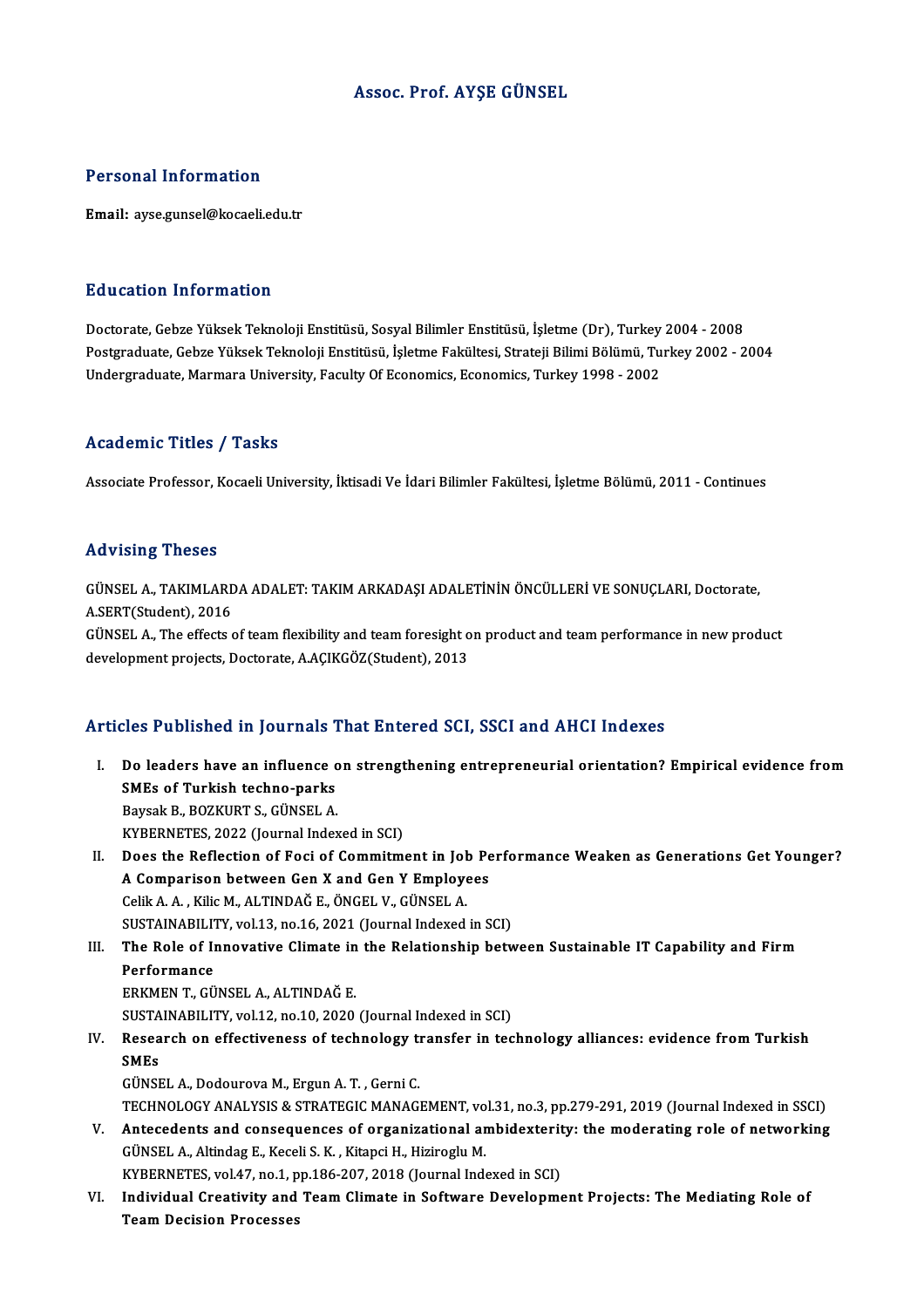# Assoc. Prof. AYŞE GÜNSEL

## Personal Information

**Email:** ayse.gunsel@kocaeli.edu.tr

## Education Information

Doctorate, Gebze Yüksek Teknoloji Enstitüsü, Sosyal Bilimler Enstitüsü, İşletme (Dr), Turkey 2004 - 2008
Postgraduate, Gebze Yüksek Teknoloji Enstitüsü, İşletme Fakültesi, Strateji Bilimi Bölümü, Turkey 2002 - 2004
Undergraduate, Marmara University, Faculty Of Economics, Economics, Turkey 1998 - 2002

## Academic Titles / Tasks

Associate Professor, Kocaeli University, İktisadi Ve İdari Bilimler Fakültesi, İşletme Bölümü, 2011 - Continues

## Advising Theses

GÜNSEL A., TAKIMLARDA ADALET: TAKIM ARKADAŞI ADALETİNİN ÖNCÜLLERİ VE SONUÇLARI, Doctorate, A.SERT(Student), 2016
GÜNSEL A., The effects of team flexibility and team foresight on product and team performance in new product development projects, Doctorate, A.AÇIKGÖZ(Student), 2013

## Articles Published in Journals That Entered SCI, SSCI and AHCI Indexes

I. **Do leaders have an influence on strengthening entrepreneurial orientation? Empirical evidence from SMEs of Turkish techno-parks**
Baysak B., BOZKURT S., GÜNSEL A.
KYBERNETES, 2022 (Journal Indexed in SCI)

II. **Does the Reflection of Foci of Commitment in Job Performance Weaken as Generations Get Younger? A Comparison between Gen X and Gen Y Employees**
Celik A. A. , Kilic M., ALTINDAĞ E., ÖNGEL V., GÜNSEL A.
SUSTAINABILITY, vol.13, no.16, 2021 (Journal Indexed in SCI)

III. **The Role of Innovative Climate in the Relationship between Sustainable IT Capability and Firm Performance**
ERKMEN T., GÜNSEL A., ALTINDAĞ E.
SUSTAINABILITY, vol.12, no.10, 2020 (Journal Indexed in SCI)

IV. **Research on effectiveness of technology transfer in technology alliances: evidence from Turkish SMEs**
GÜNSEL A., Dodourova M., Ergun A. T. , Gerni C.
TECHNOLOGY ANALYSIS & STRATEGIC MANAGEMENT, vol.31, no.3, pp.279-291, 2019 (Journal Indexed in SSCI)

V. **Antecedents and consequences of organizational ambidexterity: the moderating role of networking**
GÜNSEL A., Altindag E., Keceli S. K. , Kitapci H., Hiziroglu M.
KYBERNETES, vol.47, no.1, pp.186-207, 2018 (Journal Indexed in SCI)

VI. **Individual Creativity and Team Climate in Software Development Projects: The Mediating Role of Team Decision Processes**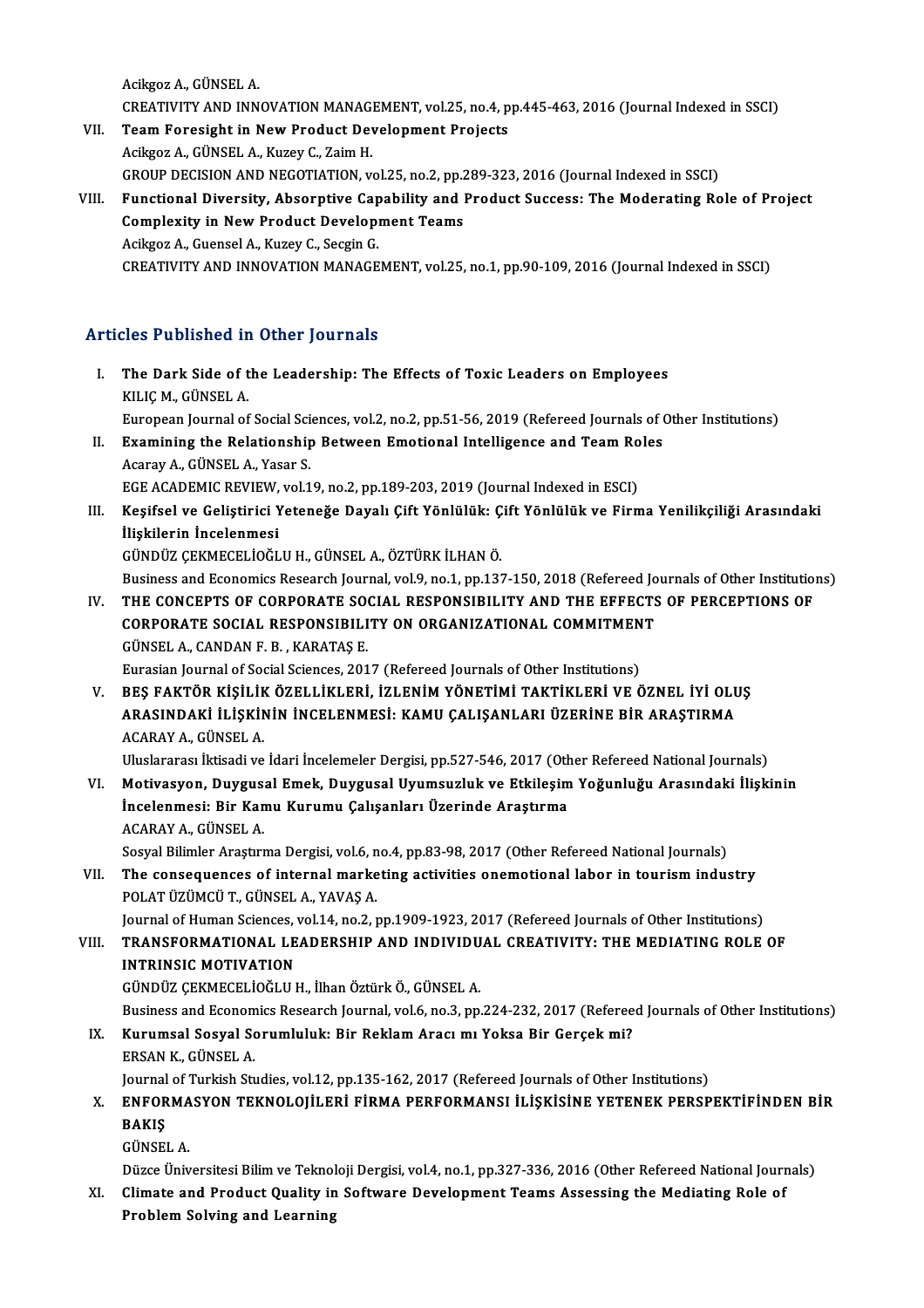Acikgoz A., GÜNSEL A.
CREATIVITY AND INNOVATION MANAGEMENT, vol.25, no.4, pp.445-463, 2016 (Journal Indexed in SSCI)

VII. **Team Foresight in New Product Development Projects**
Acikgoz A., GÜNSEL A., Kuzey C., Zaim H.
GROUP DECISION AND NEGOTIATION, vol.25, no.2, pp.289-323, 2016 (Journal Indexed in SSCI)

VIII. **Functional Diversity, Absorptive Capability and Product Success: The Moderating Role of Project Complexity in New Product Development Teams**
Acikgoz A., Guensel A., Kuzey C., Secgin G.
CREATIVITY AND INNOVATION MANAGEMENT, vol.25, no.1, pp.90-109, 2016 (Journal Indexed in SSCI)

## Articles Published in Other Journals

I. **The Dark Side of the Leadership: The Effects of Toxic Leaders on Employees**
KILIÇ M., GÜNSEL A.
European Journal of Social Sciences, vol.2, no.2, pp.51-56, 2019 (Refereed Journals of Other Institutions)

II. **Examining the Relationship Between Emotional Intelligence and Team Roles**
Acaray A., GÜNSEL A., Yasar S.
EGE ACADEMIC REVIEW, vol.19, no.2, pp.189-203, 2019 (Journal Indexed in ESCI)

III. **Keşifsel ve Geliştirici Yeteneğe Dayalı Çift Yönlülük: Çift Yönlülük ve Firma Yenilikçiliği Arasındaki İlişkilerin İncelenmesi**
GÜNDÜZ ÇEKMECELİOĞLU H., GÜNSEL A., ÖZTÜRK İLHAN Ö.
Business and Economics Research Journal, vol.9, no.1, pp.137-150, 2018 (Refereed Journals of Other Institutions)

IV. **THE CONCEPTS OF CORPORATE SOCIAL RESPONSIBILITY AND THE EFFECTS OF PERCEPTIONS OF CORPORATE SOCIAL RESPONSIBILITY ON ORGANIZATIONAL COMMITMENT**
GÜNSEL A., CANDAN F. B. , KARATAŞ E.
Eurasian Journal of Social Sciences, 2017 (Refereed Journals of Other Institutions)

V. **BEŞ FAKTÖR KİŞİLİK ÖZELLİKLERİ, İZLENİM YÖNETİMİ TAKTİKLERİ VE ÖZNEL İYİ OLUŞ ARASINDAKİ İLİŞKİNİN İNCELENMESİ: KAMU ÇALIŞANLARI ÜZERİNE BİR ARAŞTIRMA**
ACARAY A., GÜNSEL A.
Uluslararası İktisadi ve İdari İncelemeler Dergisi, pp.527-546, 2017 (Other Refereed National Journals)

VI. **Motivasyon, Duygusal Emek, Duygusal Uyumsuzluk ve Etkileşim Yoğunluğu Arasındaki İlişkinin İncelenmesi: Bir Kamu Kurumu Çalışanları Üzerinde Araştırma**
ACARAY A., GÜNSEL A.
Sosyal Bilimler Araştırma Dergisi, vol.6, no.4, pp.83-98, 2017 (Other Refereed National Journals)

VII. **The consequences of internal marketing activities onemotional labor in tourism industry**
POLAT ÜZÜMCÜ T., GÜNSEL A., YAVAŞ A.
Journal of Human Sciences, vol.14, no.2, pp.1909-1923, 2017 (Refereed Journals of Other Institutions)

VIII. **TRANSFORMATIONAL LEADERSHIP AND INDIVIDUAL CREATIVITY: THE MEDIATING ROLE OF INTRINSIC MOTIVATION**
GÜNDÜZ ÇEKMECELİOĞLU H., İlhan Öztürk Ö., GÜNSEL A.
Business and Economics Research Journal, vol.6, no.3, pp.224-232, 2017 (Refereed Journals of Other Institutions)

IX. **Kurumsal Sosyal Sorumluluk: Bir Reklam Aracı mı Yoksa Bir Gerçek mi?**
ERSAN K., GÜNSEL A.
Journal of Turkish Studies, vol.12, pp.135-162, 2017 (Refereed Journals of Other Institutions)

X. **ENFORMASYON TEKNOLOJİLERİ FİRMA PERFORMANSI İLİŞKİSİNE YETENEK PERSPEKTİFİNDEN BİR BAKIŞ**
GÜNSEL A.
Düzce Üniversitesi Bilim ve Teknoloji Dergisi, vol.4, no.1, pp.327-336, 2016 (Other Refereed National Journals)

XI. **Climate and Product Quality in Software Development Teams Assessing the Mediating Role of Problem Solving and Learning**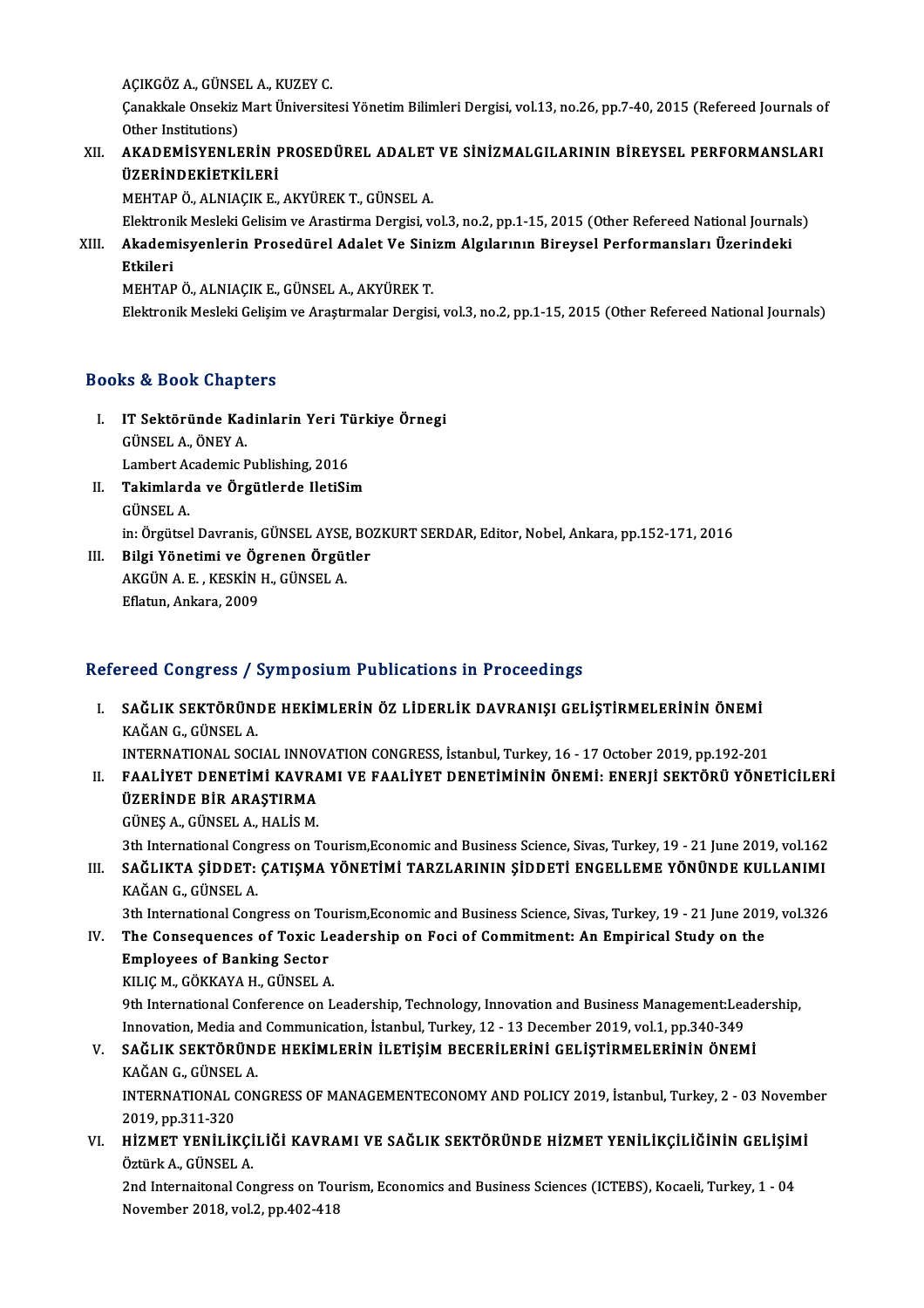AÇIKGÖZ A., GÜNSEL A., KUZEY C.
Çanakkale Onsekiz Mart Üniversitesi Yönetim Bilimleri Dergisi, vol.13, no.26, pp.7-40, 2015 (Refereed Journals of Other Institutions)

XII. **AKADEMİSYENLERİN PROSEDÜREL ADALET VE SİNİZMALGILARININ BİREYSEL PERFORMANSLARI ÜZERİNDEKİETKİLERİ**
MEHTAP Ö., ALNIAÇIK E., AKYÜREK T., GÜNSEL A.
Elektronik Mesleki Gelisim ve Arastirma Dergisi, vol.3, no.2, pp.1-15, 2015 (Other Refereed National Journals)

XIII. **Akademisyenlerin Prosedürel Adalet Ve Sinizm Algılarının Bireysel Performansları Üzerindeki Etkileri**
MEHTAP Ö., ALNIAÇIK E., GÜNSEL A., AKYÜREK T.
Elektronik Mesleki Gelişim ve Araştırmalar Dergisi, vol.3, no.2, pp.1-15, 2015 (Other Refereed National Journals)

## Books & Book Chapters

I. **IT Sektöründe Kadinlarin Yeri Türkiye Örnegi**
GÜNSEL A., ÖNEY A.
Lambert Academic Publishing, 2016

II. **Takimlarda ve Örgütlerde IletiSim**
GÜNSEL A.
in: Örgütsel Davranis, GÜNSEL AYSE, BOZKURT SERDAR, Editor, Nobel, Ankara, pp.152-171, 2016

III. **Bilgi Yönetimi ve Ögrenen Örgütler**
AKGÜN A. E. , KESKİN H., GÜNSEL A.
Eflatun, Ankara, 2009

## Refereed Congress / Symposium Publications in Proceedings

I. **SAĞLIK SEKTÖRÜNDE HEKİMLERİN ÖZ LİDERLİK DAVRANIŞI GELİŞTİRMELERİNİN ÖNEMİ**
KAĞAN G., GÜNSEL A.
INTERNATIONAL SOCIAL INNOVATION CONGRESS, İstanbul, Turkey, 16 - 17 October 2019, pp.192-201

II. **FAALİYET DENETİMİ KAVRAMI VE FAALİYET DENETİMİNİN ÖNEMİ: ENERJİ SEKTÖRÜ YÖNETİCİLERİ ÜZERİNDE BİR ARAŞTIRMA**
GÜNEŞ A., GÜNSEL A., HALİS M.
3th International Congress on Tourism,Economic and Business Science, Sivas, Turkey, 19 - 21 June 2019, vol.162

III. **SAĞLIKTA ŞİDDET: ÇATIŞMA YÖNETİMİ TARZLARININ ŞİDDETİ ENGELLEME YÖNÜNDE KULLANIMI**
KAĞAN G., GÜNSEL A.
3th International Congress on Tourism,Economic and Business Science, Sivas, Turkey, 19 - 21 June 2019, vol.326

IV. **The Consequences of Toxic Leadership on Foci of Commitment: An Empirical Study on the Employees of Banking Sector**
KILIÇ M., GÖKKAYA H., GÜNSEL A.
9th International Conference on Leadership, Technology, Innovation and Business Management:Leadership, Innovation, Media and Communication, İstanbul, Turkey, 12 - 13 December 2019, vol.1, pp.340-349

V. **SAĞLIK SEKTÖRÜNDE HEKİMLERİN İLETİŞİM BECERİLERİNİ GELİŞTİRMELERİNİN ÖNEMİ**
KAĞAN G., GÜNSEL A.
INTERNATIONAL CONGRESS OF MANAGEMENTECONOMY AND POLICY 2019, İstanbul, Turkey, 2 - 03 November 2019, pp.311-320

VI. **HİZMET YENİLİKÇİLİĞİ KAVRAMI VE SAĞLIK SEKTÖRÜNDE HİZMET YENİLİKÇİLİĞİNİN GELİŞİMİ**
Öztürk A., GÜNSEL A.
2nd Internaitonal Congress on Tourism, Economics and Business Sciences (ICTEBS), Kocaeli, Turkey, 1 - 04 November 2018, vol.2, pp.402-418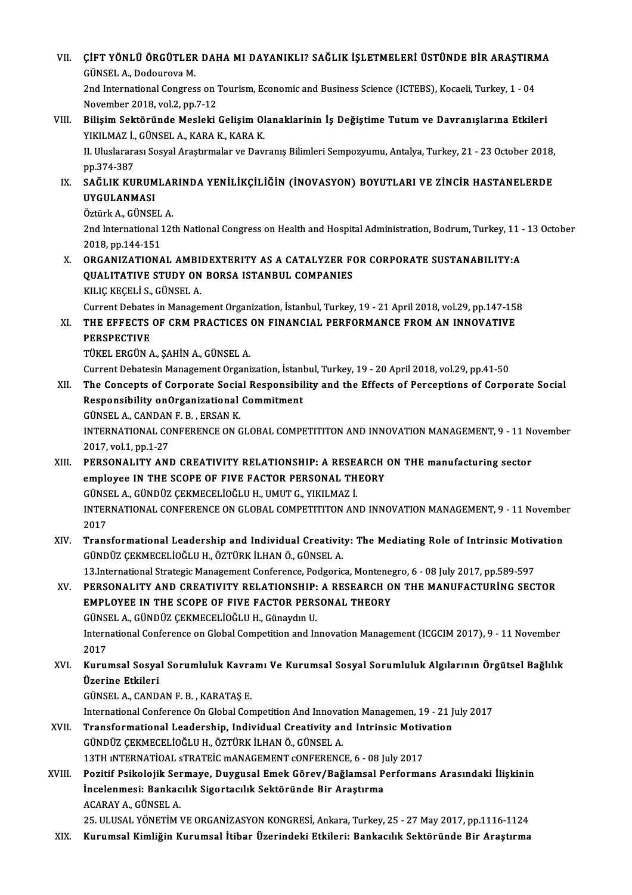VII. **ÇİFT YÖNLÜ ÖRGÜTLER DAHA MI DAYANIKLI? SAĞLIK İŞLETMELERİ ÜSTÜNDE BİR ARAŞTIRMA**
GÜNSEL A., Dodourova M.
2nd International Congress on Tourism, Economic and Business Science (ICTEBS), Kocaeli, Turkey, 1 - 04 November 2018, vol.2, pp.7-12

VIII. **Bilişim Sektöründe Mesleki Gelişim Olanaklarinin İş Değiştime Tutum ve Davranışlarına Etkileri**
YIKILMAZ İ., GÜNSEL A., KARA K., KARA K.
II. Uluslararası Sosyal Araştırmalar ve Davranış Bilimleri Sempozyumu, Antalya, Turkey, 21 - 23 October 2018, pp.374-387

IX. **SAĞLIK KURUMLARINDA YENİLİKÇİLİĞİN (İNOVASYON) BOYUTLARI VE ZİNCİR HASTANELERDE UYGULANMASI**
Öztürk A., GÜNSEL A.
2nd International 12th National Congress on Health and Hospital Administration, Bodrum, Turkey, 11 - 13 October 2018, pp.144-151

X. **ORGANIZATIONAL AMBIDEXTERITY AS A CATALYZER FOR CORPORATE SUSTANABILITY:A QUALITATIVE STUDY ON BORSA ISTANBUL COMPANIES**
KILIÇ KEÇELİ S., GÜNSEL A.
Current Debates in Management Organization, İstanbul, Turkey, 19 - 21 April 2018, vol.29, pp.147-158

XI. **THE EFFECTS OF CRM PRACTICES ON FINANCIAL PERFORMANCE FROM AN INNOVATIVE PERSPECTIVE**
TÜKEL ERGÜN A., ŞAHİN A., GÜNSEL A.
Current Debatesin Management Organization, İstanbul, Turkey, 19 - 20 April 2018, vol.29, pp.41-50

XII. **The Concepts of Corporate Social Responsibility and the Effects of Perceptions of Corporate Social Responsibility onOrganizational Commitment**
GÜNSEL A., CANDAN F. B. , ERSAN K.
INTERNATIONAL CONFERENCE ON GLOBAL COMPETITITON AND INNOVATION MANAGEMENT, 9 - 11 November 2017, vol.1, pp.1-27

XIII. **PERSONALITY AND CREATIVITY RELATIONSHIP: A RESEARCH ON THE manufacturing sector employee IN THE SCOPE OF FIVE FACTOR PERSONAL THEORY**
GÜNSEL A., GÜNDÜZ ÇEKMECELİOĞLU H., UMUT G., YIKILMAZ İ.
INTERNATIONAL CONFERENCE ON GLOBAL COMPETITITON AND INNOVATION MANAGEMENT, 9 - 11 November 2017

XIV. **Transformational Leadership and Individual Creativity: The Mediating Role of Intrinsic Motivation**
GÜNDÜZ ÇEKMECELİOĞLU H., ÖZTÜRK İLHAN Ö., GÜNSEL A.
13.International Strategic Management Conference, Podgorica, Montenegro, 6 - 08 July 2017, pp.589-597

XV. **PERSONALITY AND CREATIVITY RELATIONSHIP: A RESEARCH ON THE MANUFACTURİNG SECTOR EMPLOYEE IN THE SCOPE OF FIVE FACTOR PERSONAL THEORY**
GÜNSEL A., GÜNDÜZ ÇEKMECELİOĞLU H., Günaydın U.
International Conference on Global Competition and Innovation Management (ICGCIM 2017), 9 - 11 November 2017

XVI. **Kurumsal Sosyal Sorumluluk Kavramı Ve Kurumsal Sosyal Sorumluluk Algılarının Örgütsel Bağlılık Üzerine Etkileri**
GÜNSEL A., CANDAN F. B. , KARATAŞ E.
International Conference On Global Competition And Innovation Managemen, 19 - 21 July 2017

XVII. **Transformational Leadership, Individual Creativity and Intrinsic Motivation**
GÜNDÜZ ÇEKMECELİOĞLU H., ÖZTÜRK İLHAN Ö., GÜNSEL A.
13TH ıNTERNATİOAL sTRATEİC mANAGEMENT cONFERENCE, 6 - 08 July 2017

XVIII. **Pozitif Psikolojik Sermaye, Duygusal Emek Görev/Bağlamsal Performans Arasındaki İlişkinin İncelenmesi: Bankacılık Sigortacılık Sektöründe Bir Araştırma**
ACARAY A., GÜNSEL A.
25. ULUSAL YÖNETİM VE ORGANİZASYON KONGRESİ, Ankara, Turkey, 25 - 27 May 2017, pp.1116-1124

XIX. **Kurumsal Kimliğin Kurumsal İtibar Üzerindeki Etkileri: Bankacılık Sektöründe Bir Araştırma**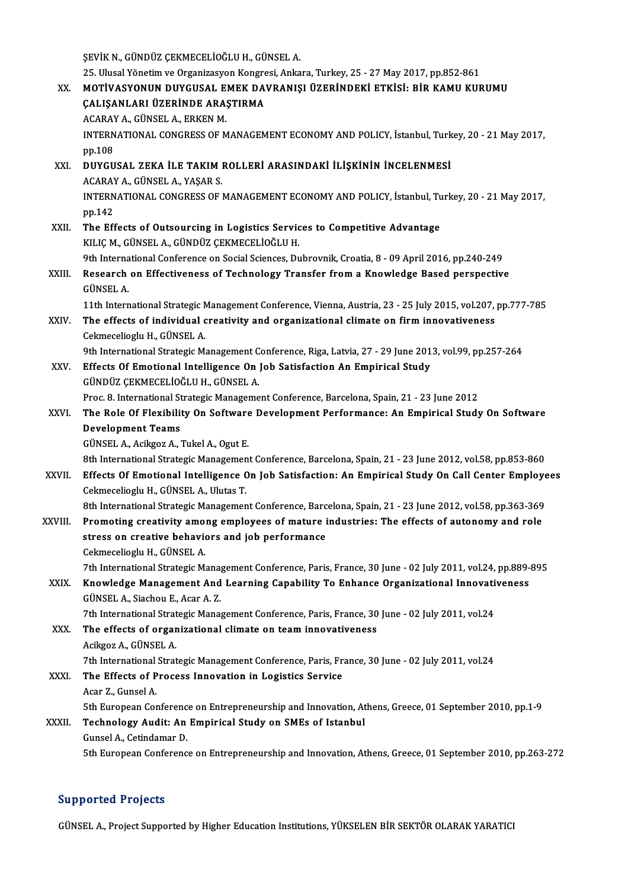ŞEVİK N., GÜNDÜZ ÇEKMECELİOĞLU H., GÜNSEL A.
25. Ulusal Yönetim ve Organizasyon Kongresi, Ankara, Turkey, 25 - 27 May 2017, pp.852-861

XX. **MOTİVASYONUN DUYGUSAL EMEK DAVRANIŞI ÜZERİNDEKİ ETKİSİ: BİR KAMU KURUMU ÇALIŞANLARI ÜZERİNDE ARAŞTIRMA**
ACARAY A., GÜNSEL A., ERKEN M.
INTERNATIONAL CONGRESS OF MANAGEMENT ECONOMY AND POLICY, İstanbul, Turkey, 20 - 21 May 2017, pp.108

XXI. **DUYGUSAL ZEKA İLE TAKIM ROLLERİ ARASINDAKİ İLİŞKİNİN İNCELENMESİ**
ACARAY A., GÜNSEL A., YAŞAR S.
INTERNATIONAL CONGRESS OF MANAGEMENT ECONOMY AND POLICY, İstanbul, Turkey, 20 - 21 May 2017, pp.142

XXII. **The Effects of Outsourcing in Logistics Services to Competitive Advantage**
KILIÇ M., GÜNSEL A., GÜNDÜZ ÇEKMECELİOĞLU H.
9th International Conference on Social Sciences, Dubrovnik, Croatia, 8 - 09 April 2016, pp.240-249

XXIII. **Research on Effectiveness of Technology Transfer from a Knowledge Based perspective**
GÜNSEL A.
11th International Strategic Management Conference, Vienna, Austria, 23 - 25 July 2015, vol.207, pp.777-785

XXIV. **The effects of individual creativity and organizational climate on firm innovativeness**
Cekmecelioglu H., GÜNSEL A.
9th International Strategic Management Conference, Riga, Latvia, 27 - 29 June 2013, vol.99, pp.257-264

XXV. **Effects Of Emotional Intelligence On Job Satisfaction An Empirical Study**
GÜNDÜZ ÇEKMECELİOĞLU H., GÜNSEL A.
Proc. 8. International Strategic Management Conference, Barcelona, Spain, 21 - 23 June 2012

XXVI. **The Role Of Flexibility On Software Development Performance: An Empirical Study On Software Development Teams**
GÜNSEL A., Acikgoz A., Tukel A., Ogut E.
8th International Strategic Management Conference, Barcelona, Spain, 21 - 23 June 2012, vol.58, pp.853-860

XXVII. **Effects Of Emotional Intelligence On Job Satisfaction: An Empirical Study On Call Center Employees**
Cekmecelioglu H., GÜNSEL A., Ulutas T.
8th International Strategic Management Conference, Barcelona, Spain, 21 - 23 June 2012, vol.58, pp.363-369

XXVIII. **Promoting creativity among employees of mature industries: The effects of autonomy and role stress on creative behaviors and job performance**
Cekmecelioglu H., GÜNSEL A.
7th International Strategic Management Conference, Paris, France, 30 June - 02 July 2011, vol.24, pp.889-895

XXIX. **Knowledge Management And Learning Capability To Enhance Organizational Innovativeness**
GÜNSEL A., Siachou E., Acar A. Z.
7th International Strategic Management Conference, Paris, France, 30 June - 02 July 2011, vol.24

XXX. **The effects of organizational climate on team innovativeness**
Acikgoz A., GÜNSEL A.
7th International Strategic Management Conference, Paris, France, 30 June - 02 July 2011, vol.24

XXXI. **The Effects of Process Innovation in Logistics Service**
Acar Z., Gunsel A.
5th European Conference on Entrepreneurship and Innovation, Athens, Greece, 01 September 2010, pp.1-9

XXXII. **Technology Audit: An Empirical Study on SMEs of Istanbul**
Gunsel A., Cetindamar D.
5th European Conference on Entrepreneurship and Innovation, Athens, Greece, 01 September 2010, pp.263-272

## Supported Projects

GÜNSEL A., Project Supported by Higher Education Institutions, YÜKSELEN BİR SEKTÖR OLARAK YARATICI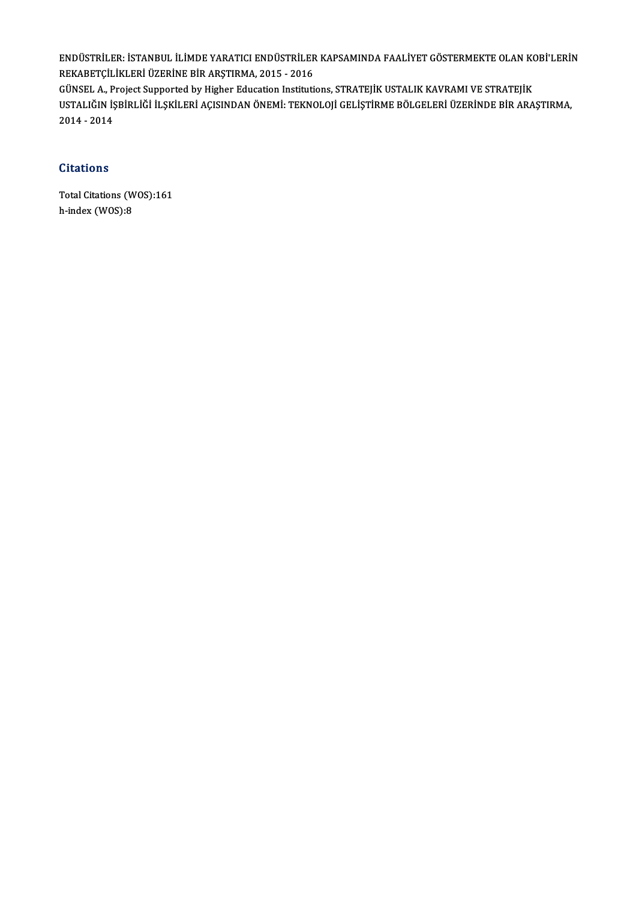ENDÜSTRİLER: İSTANBUL İLİMDE YARATICI ENDÜSTRİLER KAPSAMINDA FAALİYET GÖSTERMEKTE OLAN KOBİ'LERİN REKABETÇİLİKLERİ ÜZERİNE BİR ARŞTIRMA, 2015 - 2016

GÜNSEL A., Project Supported by Higher Education Institutions, STRATEJİK USTALIK KAVRAMI VE STRATEJİK USTALIĞIN İŞBİRLİĞİ İLŞKİLERİ AÇISINDAN ÖNEMİ: TEKNOLOJİ GELİŞTİRME BÖLGELERİ ÜZERİNDE BİR ARAŞTIRMA, 2014 - 2014

## Citations

Total Citations (WOS):161

h-index (WOS):8